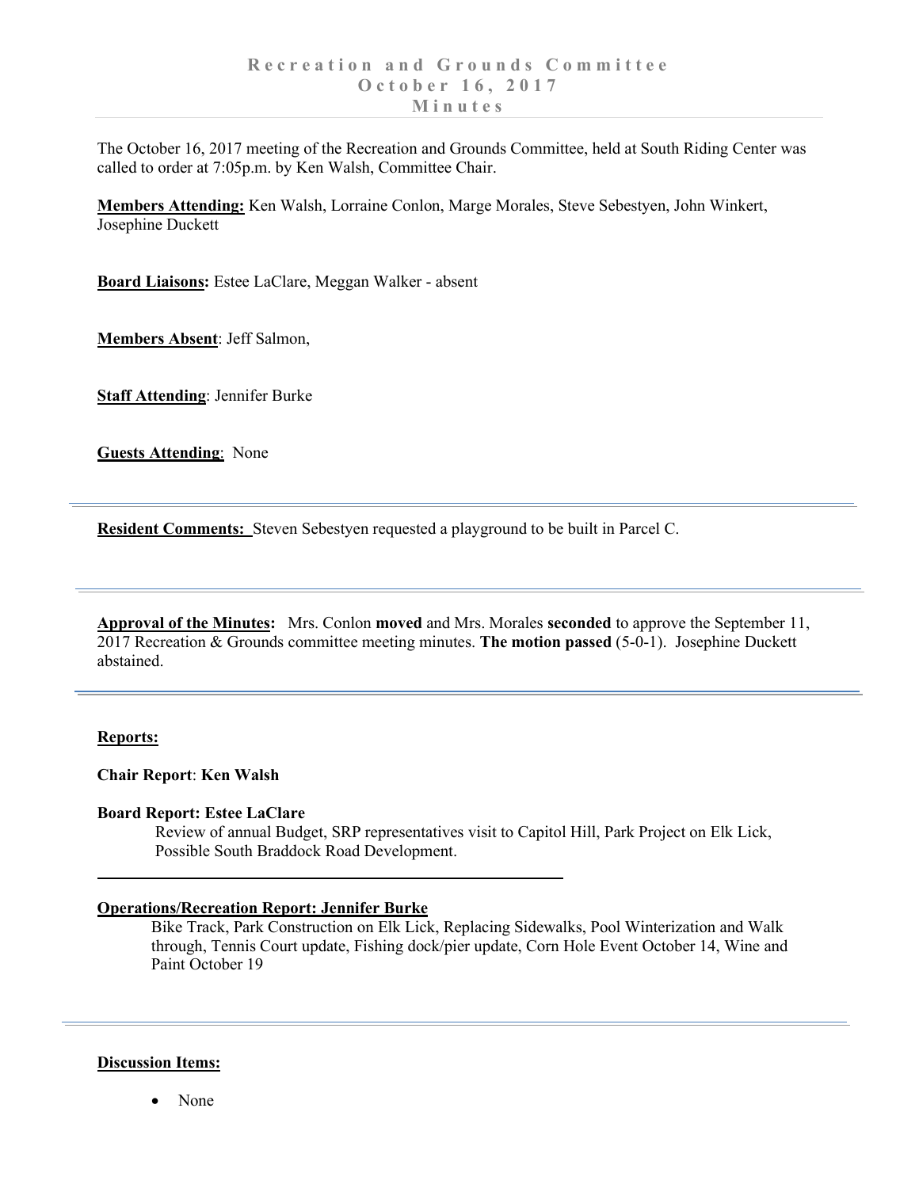# Recreation and Grounds Committee
# October 16, 2017
# Minutes

The October 16, 2017 meeting of the Recreation and Grounds Committee, held at South Riding Center was called to order at 7:05p.m. by Ken Walsh, Committee Chair.

**Members Attending:** Ken Walsh, Lorraine Conlon, Marge Morales, Steve Sebestyen, John Winkert, Josephine Duckett

**Board Liaisons:** Estee LaClare, Meggan Walker - absent

**Members Absent**: Jeff Salmon,

**Staff Attending**: Jennifer Burke

**Guests Attending**: None

---

**Resident Comments:** Steven Sebestyen requested a playground to be built in Parcel C.

---

**Approval of the Minutes:** Mrs. Conlon **moved** and Mrs. Morales **seconded** to approve the September 11, 2017 Recreation & Grounds committee meeting minutes. **The motion passed** (5-0-1). Josephine Duckett abstained.

---

**Reports:**

**Chair Report**: **Ken Walsh**

**Board Report: Estee LaClare**

Review of annual Budget, SRP representatives visit to Capitol Hill, Park Project on Elk Lick, Possible South Braddock Road Development.

---

**Operations/Recreation Report: Jennifer Burke**

Bike Track, Park Construction on Elk Lick, Replacing Sidewalks, Pool Winterization and Walk through, Tennis Court update, Fishing dock/pier update, Corn Hole Event October 14, Wine and Paint October 19

---

**Discussion Items:**

- None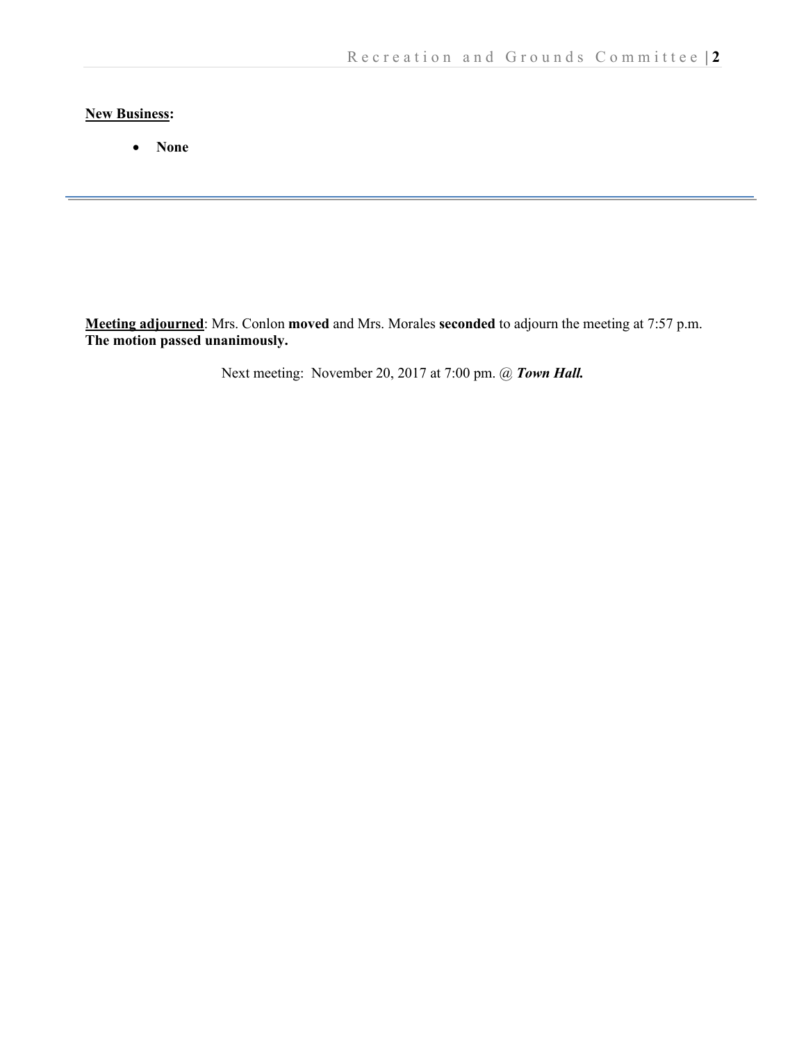**New Business:**

- **None**

---

**Meeting adjourned**: Mrs. Conlon **moved** and Mrs. Morales **seconded** to adjourn the meeting at 7:57 p.m. **The motion passed unanimously.**

Next meeting: November 20, 2017 at 7:00 pm. @ ***Town Hall.***